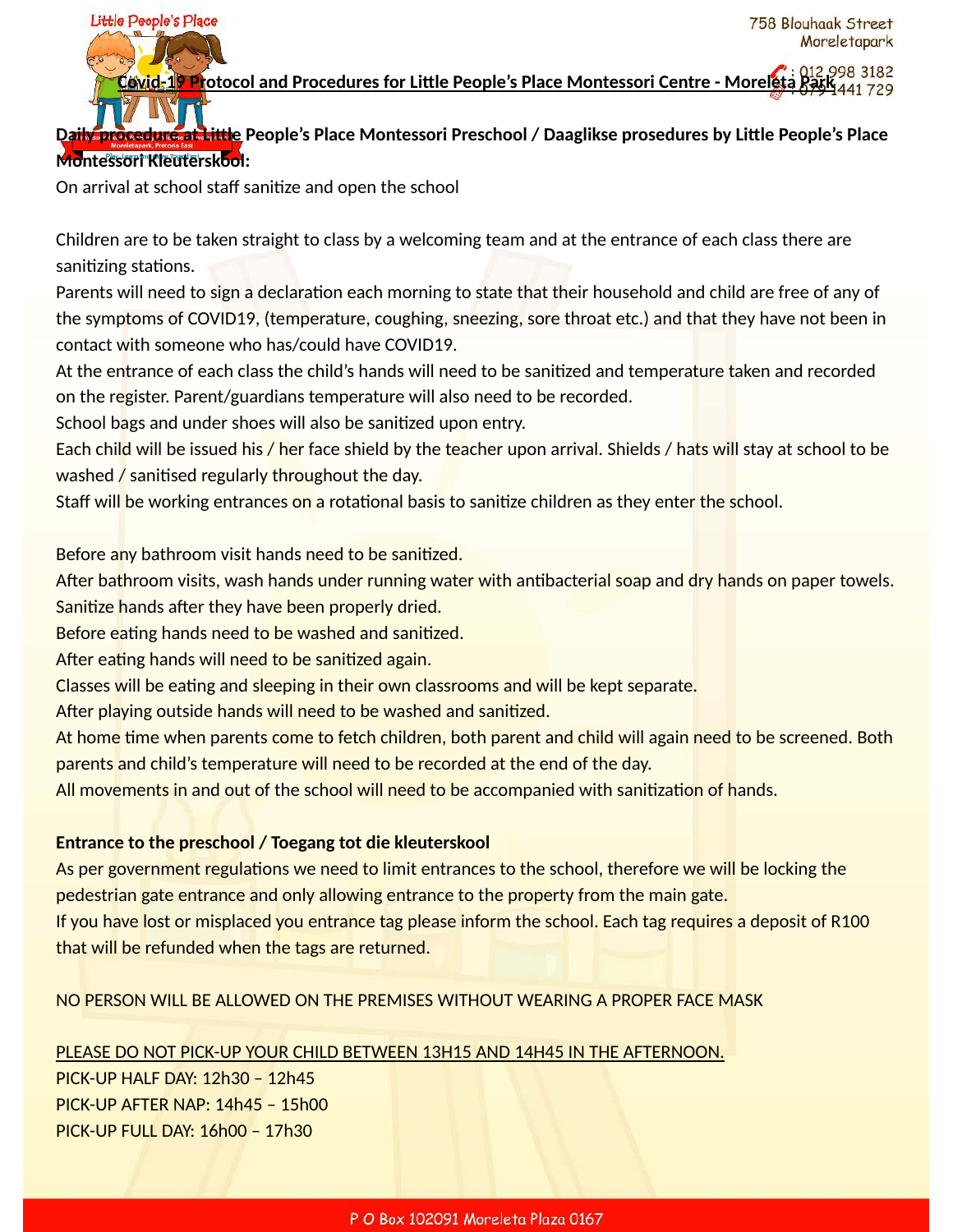# Covid-19 Protocol and Procedures for Little People's Place Montessori Centre - Moreleta Park

758 Blouhaak Street
Moreletapark
: 012 998 3182
: 079 441 729

**Daily procedure at Little People's Place Montessori Preschool / Daaglikse prosedures by Little People's Place Montessori Kleuterskool:**

On arrival at school staff sanitize and open the school

Children are to be taken straight to class by a welcoming team and at the entrance of each class there are sanitizing stations.

Parents will need to sign a declaration each morning to state that their household and child are free of any of the symptoms of COVID19, (temperature, coughing, sneezing, sore throat etc.) and that they have not been in contact with someone who has/could have COVID19.

At the entrance of each class the child's hands will need to be sanitized and temperature taken and recorded on the register. Parent/guardians temperature will also need to be recorded.

School bags and under shoes will also be sanitized upon entry.

Each child will be issued his / her face shield by the teacher upon arrival. Shields / hats will stay at school to be washed / sanitised regularly throughout the day.

Staff will be working entrances on a rotational basis to sanitize children as they enter the school.

Before any bathroom visit hands need to be sanitized.

After bathroom visits, wash hands under running water with antibacterial soap and dry hands on paper towels.

Sanitize hands after they have been properly dried.

Before eating hands need to be washed and sanitized.

After eating hands will need to be sanitized again.

Classes will be eating and sleeping in their own classrooms and will be kept separate.

After playing outside hands will need to be washed and sanitized.

At home time when parents come to fetch children, both parent and child will again need to be screened. Both parents and child's temperature will need to be recorded at the end of the day.

All movements in and out of the school will need to be accompanied with sanitization of hands.

**Entrance to the preschool / Toegang tot die kleuterskool**

As per government regulations we need to limit entrances to the school, therefore we will be locking the pedestrian gate entrance and only allowing entrance to the property from the main gate.

If you have lost or misplaced you entrance tag please inform the school. Each tag requires a deposit of R100 that will be refunded when the tags are returned.

NO PERSON WILL BE ALLOWED ON THE PREMISES WITHOUT WEARING A PROPER FACE MASK

PLEASE DO NOT PICK-UP YOUR CHILD BETWEEN 13H15 AND 14H45 IN THE AFTERNOON.

PICK-UP HALF DAY: 12h30 – 12h45

PICK-UP AFTER NAP: 14h45 – 15h00

PICK-UP FULL DAY: 16h00 – 17h30

P O Box 102091 Moreleta Plaza 0167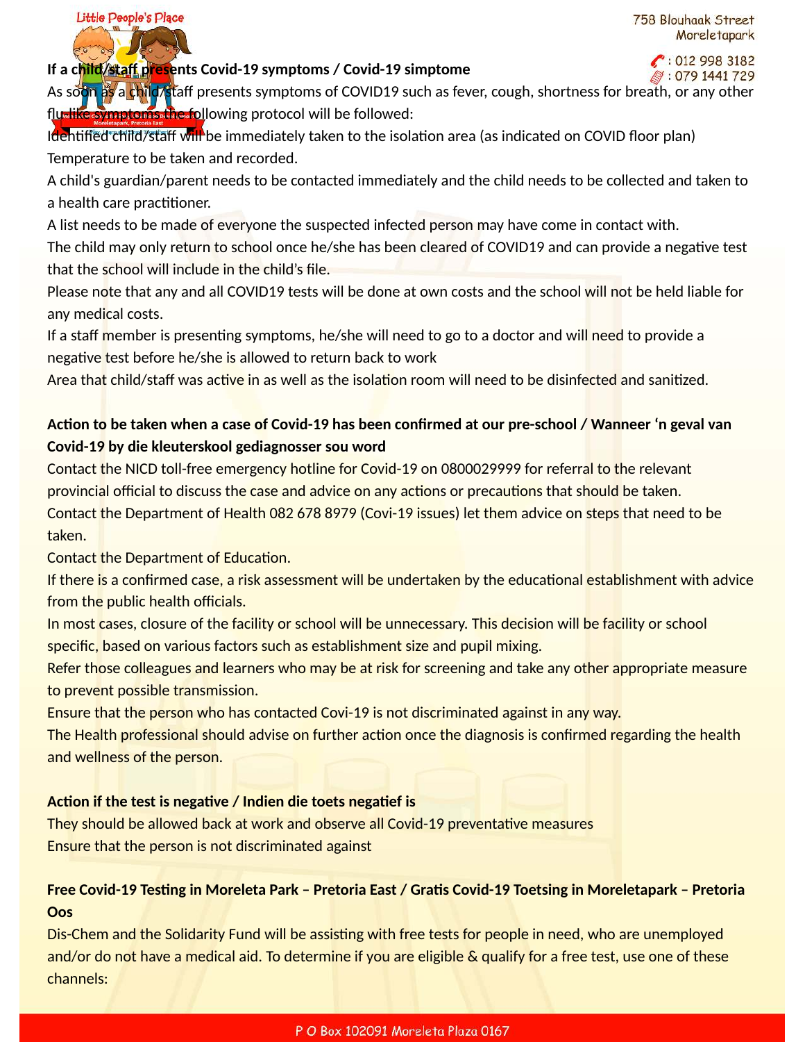**If a child/staff presents Covid-19 symptoms / Covid-19 simptome**

As soon as a child/staff presents symptoms of COVID19 such as fever, cough, shortness for breath, or any other flu-like symptoms the following protocol will be followed:

Identified child/staff will be immediately taken to the isolation area (as indicated on COVID floor plan)

Temperature to be taken and recorded.

A child's guardian/parent needs to be contacted immediately and the child needs to be collected and taken to a health care practitioner.

A list needs to be made of everyone the suspected infected person may have come in contact with.

The child may only return to school once he/she has been cleared of COVID19 and can provide a negative test that the school will include in the child's file.

Please note that any and all COVID19 tests will be done at own costs and the school will not be held liable for any medical costs.

If a staff member is presenting symptoms, he/she will need to go to a doctor and will need to provide a negative test before he/she is allowed to return back to work

Area that child/staff was active in as well as the isolation room will need to be disinfected and sanitized.

**Action to be taken when a case of Covid-19 has been confirmed at our pre-school / Wanneer 'n geval van Covid-19 by die kleuterskool gediagnosser sou word**

Contact the NICD toll-free emergency hotline for Covid-19 on 0800029999 for referral to the relevant provincial official to discuss the case and advice on any actions or precautions that should be taken.

Contact the Department of Health 082 678 8979 (Covi-19 issues) let them advice on steps that need to be taken.

Contact the Department of Education.

If there is a confirmed case, a risk assessment will be undertaken by the educational establishment with advice from the public health officials.

In most cases, closure of the facility or school will be unnecessary. This decision will be facility or school specific, based on various factors such as establishment size and pupil mixing.

Refer those colleagues and learners who may be at risk for screening and take any other appropriate measure to prevent possible transmission.

Ensure that the person who has contacted Covi-19 is not discriminated against in any way.

The Health professional should advise on further action once the diagnosis is confirmed regarding the health and wellness of the person.

**Action if the test is negative / Indien die toets negatief is**

They should be allowed back at work and observe all Covid-19 preventative measures

Ensure that the person is not discriminated against

**Free Covid-19 Testing in Moreleta Park – Pretoria East / Gratis Covid-19 Toetsing in Moreletapark – Pretoria Oos**

Dis-Chem and the Solidarity Fund will be assisting with free tests for people in need, who are unemployed and/or do not have a medical aid. To determine if you are eligible & qualify for a free test, use one of these channels: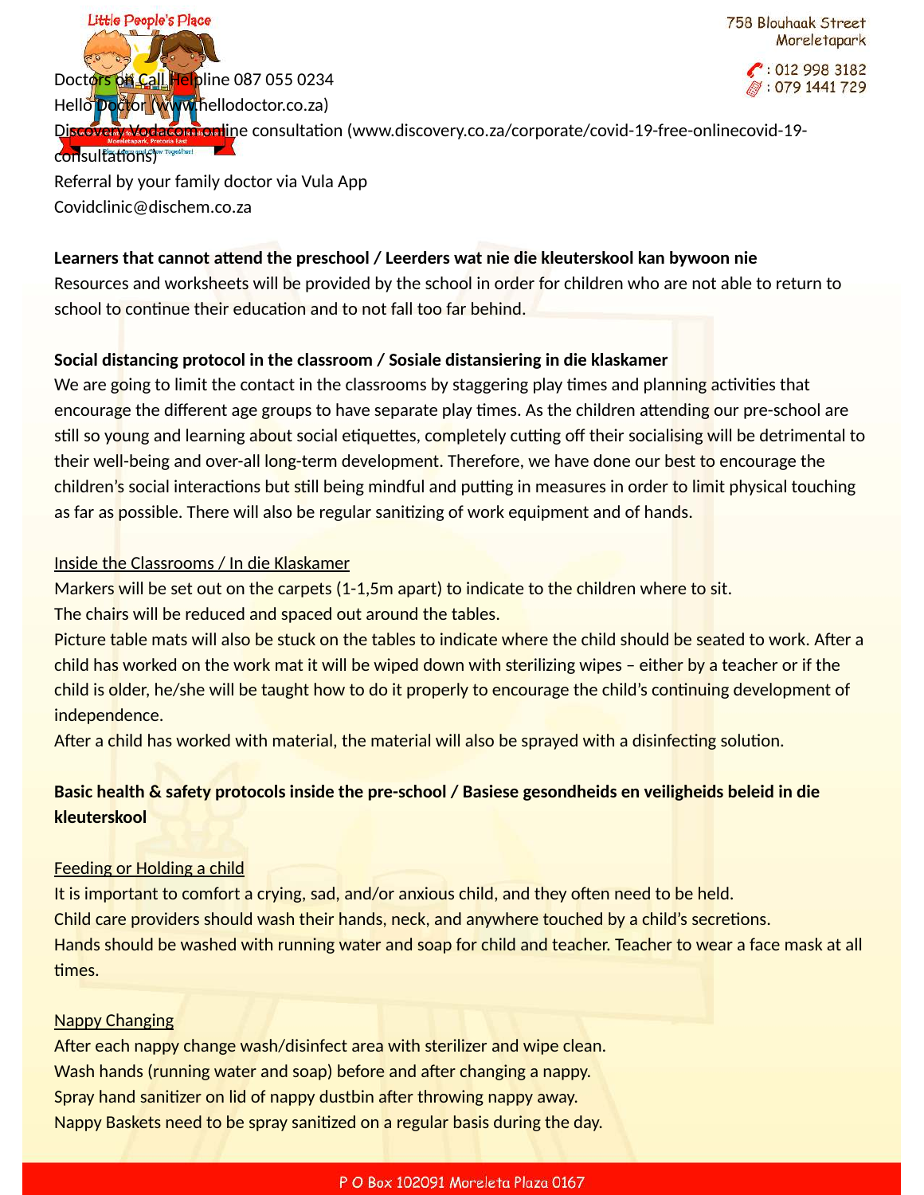Doctors on Call Helpline 087 055 0234
Hello Doctor (www.hellodoctor.co.za)
Discovery Vodacom online consultation (www.discovery.co.za/corporate/covid-19-free-onlinecovid-19-consultations)
Referral by your family doctor via Vula App
Covidclinic@dischem.co.za

**Learners that cannot attend the preschool / Leerders wat nie die kleuterskool kan bywoon nie**

Resources and worksheets will be provided by the school in order for children who are not able to return to school to continue their education and to not fall too far behind.

**Social distancing protocol in the classroom / Sosiale distansiering in die klaskamer**

We are going to limit the contact in the classrooms by staggering play times and planning activities that encourage the different age groups to have separate play times. As the children attending our pre-school are still so young and learning about social etiquettes, completely cutting off their socialising will be detrimental to their well-being and over-all long-term development. Therefore, we have done our best to encourage the children's social interactions but still being mindful and putting in measures in order to limit physical touching as far as possible. There will also be regular sanitizing of work equipment and of hands.

<u>Inside the Classrooms / In die Klaskamer</u>

Markers will be set out on the carpets (1-1,5m apart) to indicate to the children where to sit.
The chairs will be reduced and spaced out around the tables.
Picture table mats will also be stuck on the tables to indicate where the child should be seated to work. After a child has worked on the work mat it will be wiped down with sterilizing wipes – either by a teacher or if the child is older, he/she will be taught how to do it properly to encourage the child's continuing development of independence.
After a child has worked with material, the material will also be sprayed with a disinfecting solution.

**Basic health & safety protocols inside the pre-school / Basiese gesondheids en veiligheids beleid in die kleuterskool**

<u>Feeding or Holding a child</u>

It is important to comfort a crying, sad, and/or anxious child, and they often need to be held.
Child care providers should wash their hands, neck, and anywhere touched by a child's secretions.
Hands should be washed with running water and soap for child and teacher. Teacher to wear a face mask at all times.

<u>Nappy Changing</u>

After each nappy change wash/disinfect area with sterilizer and wipe clean.
Wash hands (running water and soap) before and after changing a nappy.
Spray hand sanitizer on lid of nappy dustbin after throwing nappy away.
Nappy Baskets need to be spray sanitized on a regular basis during the day.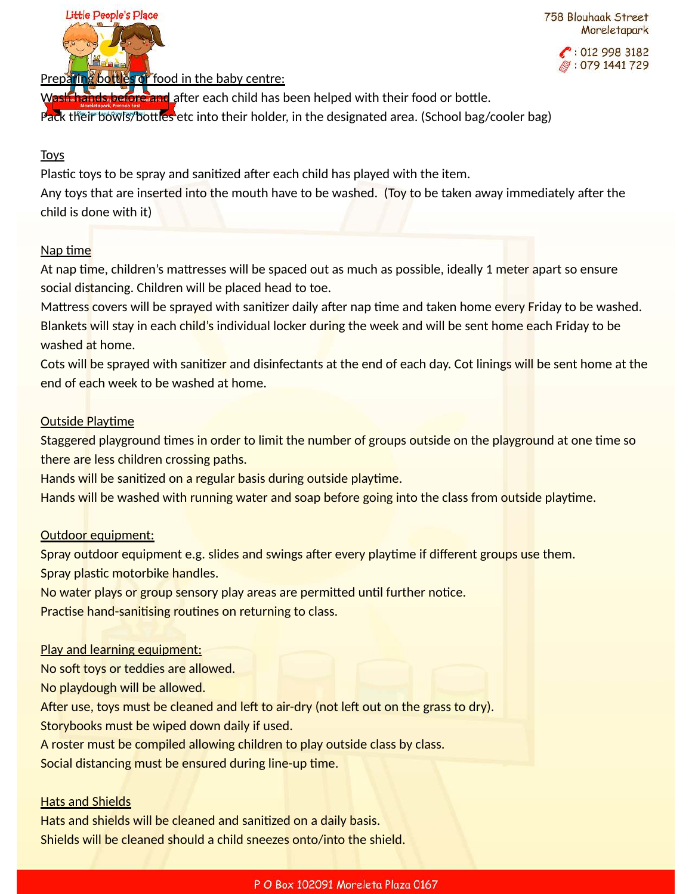Preparing bottles or food in the baby centre:

Wash hands before and after each child has been helped with their food or bottle.

Pack their bowls/bottles etc into their holder, in the designated area. (School bag/cooler bag)

Toys

Plastic toys to be spray and sanitized after each child has played with the item.

Any toys that are inserted into the mouth have to be washed. (Toy to be taken away immediately after the child is done with it)

Nap time

At nap time, children's mattresses will be spaced out as much as possible, ideally 1 meter apart so ensure social distancing. Children will be placed head to toe.

Mattress covers will be sprayed with sanitizer daily after nap time and taken home every Friday to be washed.

Blankets will stay in each child's individual locker during the week and will be sent home each Friday to be washed at home.

Cots will be sprayed with sanitizer and disinfectants at the end of each day. Cot linings will be sent home at the end of each week to be washed at home.

Outside Playtime

Staggered playground times in order to limit the number of groups outside on the playground at one time so there are less children crossing paths.

Hands will be sanitized on a regular basis during outside playtime.

Hands will be washed with running water and soap before going into the class from outside playtime.

Outdoor equipment:

Spray outdoor equipment e.g. slides and swings after every playtime if different groups use them.

Spray plastic motorbike handles.

No water plays or group sensory play areas are permitted until further notice.

Practise hand-sanitising routines on returning to class.

Play and learning equipment:

No soft toys or teddies are allowed.

No playdough will be allowed.

After use, toys must be cleaned and left to air-dry (not left out on the grass to dry).

Storybooks must be wiped down daily if used.

A roster must be compiled allowing children to play outside class by class.

Social distancing must be ensured during line-up time.

Hats and Shields

Hats and shields will be cleaned and sanitized on a daily basis.

Shields will be cleaned should a child sneezes onto/into the shield.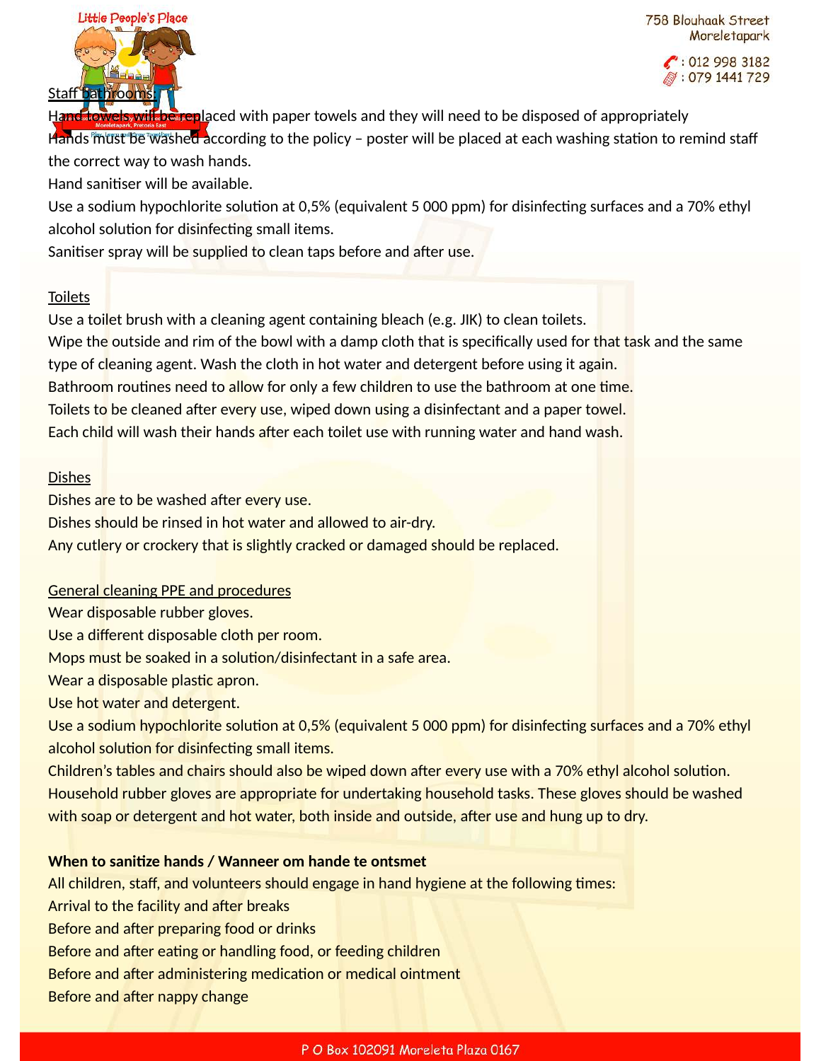Staff bathrooms:

Hand towels will be replaced with paper towels and they will need to be disposed of appropriately

Hands must be washed according to the policy – poster will be placed at each washing station to remind staff the correct way to wash hands.

Hand sanitiser will be available.

Use a sodium hypochlorite solution at 0,5% (equivalent 5 000 ppm) for disinfecting surfaces and a 70% ethyl alcohol solution for disinfecting small items.

Sanitiser spray will be supplied to clean taps before and after use.

Toilets

Use a toilet brush with a cleaning agent containing bleach (e.g. JIK) to clean toilets.

Wipe the outside and rim of the bowl with a damp cloth that is specifically used for that task and the same type of cleaning agent. Wash the cloth in hot water and detergent before using it again.

Bathroom routines need to allow for only a few children to use the bathroom at one time.

Toilets to be cleaned after every use, wiped down using a disinfectant and a paper towel.

Each child will wash their hands after each toilet use with running water and hand wash.

Dishes

Dishes are to be washed after every use.

Dishes should be rinsed in hot water and allowed to air-dry.

Any cutlery or crockery that is slightly cracked or damaged should be replaced.

General cleaning PPE and procedures

Wear disposable rubber gloves.

Use a different disposable cloth per room.

Mops must be soaked in a solution/disinfectant in a safe area.

Wear a disposable plastic apron.

Use hot water and detergent.

Use a sodium hypochlorite solution at 0,5% (equivalent 5 000 ppm) for disinfecting surfaces and a 70% ethyl alcohol solution for disinfecting small items.

Children's tables and chairs should also be wiped down after every use with a 70% ethyl alcohol solution.

Household rubber gloves are appropriate for undertaking household tasks. These gloves should be washed with soap or detergent and hot water, both inside and outside, after use and hung up to dry.

**When to sanitize hands / Wanneer om hande te ontsmet**

All children, staff, and volunteers should engage in hand hygiene at the following times:

Arrival to the facility and after breaks

Before and after preparing food or drinks

Before and after eating or handling food, or feeding children

Before and after administering medication or medical ointment

Before and after nappy change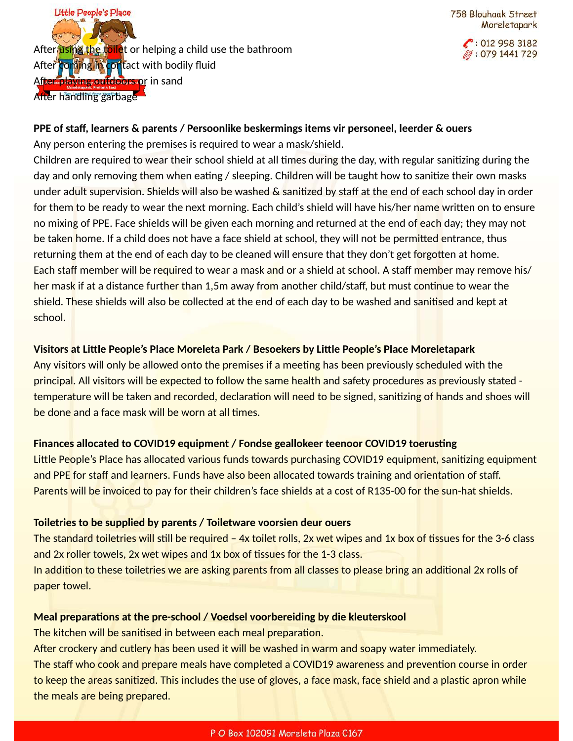After using the toilet or helping a child use the bathroom
After coming in contact with bodily fluid
After playing outdoors or in sand
After handling garbage

**PPE of staff, learners & parents / Persoonlike beskermings items vir personeel, leerder & ouers**

Any person entering the premises is required to wear a mask/shield.

Children are required to wear their school shield at all times during the day, with regular sanitizing during the day and only removing them when eating / sleeping. Children will be taught how to sanitize their own masks under adult supervision. Shields will also be washed & sanitized by staff at the end of each school day in order for them to be ready to wear the next morning. Each child's shield will have his/her name written on to ensure no mixing of PPE. Face shields will be given each morning and returned at the end of each day; they may not be taken home. If a child does not have a face shield at school, they will not be permitted entrance, thus returning them at the end of each day to be cleaned will ensure that they don't get forgotten at home.

Each staff member will be required to wear a mask and or a shield at school. A staff member may remove his/ her mask if at a distance further than 1,5m away from another child/staff, but must continue to wear the shield. These shields will also be collected at the end of each day to be washed and sanitised and kept at school.

**Visitors at Little People's Place Moreleta Park / Besoekers by Little People's Place Moreletapark**

Any visitors will only be allowed onto the premises if a meeting has been previously scheduled with the principal. All visitors will be expected to follow the same health and safety procedures as previously stated - temperature will be taken and recorded, declaration will need to be signed, sanitizing of hands and shoes will be done and a face mask will be worn at all times.

**Finances allocated to COVID19 equipment / Fondse geallokeer teenoor COVID19 toerusting**

Little People's Place has allocated various funds towards purchasing COVID19 equipment, sanitizing equipment and PPE for staff and learners. Funds have also been allocated towards training and orientation of staff. Parents will be invoiced to pay for their children's face shields at a cost of R135-00 for the sun-hat shields.

**Toiletries to be supplied by parents / Toiletware voorsien deur ouers**

The standard toiletries will still be required – 4x toilet rolls, 2x wet wipes and 1x box of tissues for the 3-6 class and 2x roller towels, 2x wet wipes and 1x box of tissues for the 1-3 class.

In addition to these toiletries we are asking parents from all classes to please bring an additional 2x rolls of paper towel.

**Meal preparations at the pre-school / Voedsel voorbereiding by die kleuterskool**

The kitchen will be sanitised in between each meal preparation.

After crockery and cutlery has been used it will be washed in warm and soapy water immediately.

The staff who cook and prepare meals have completed a COVID19 awareness and prevention course in order to keep the areas sanitized. This includes the use of gloves, a face mask, face shield and a plastic apron while the meals are being prepared.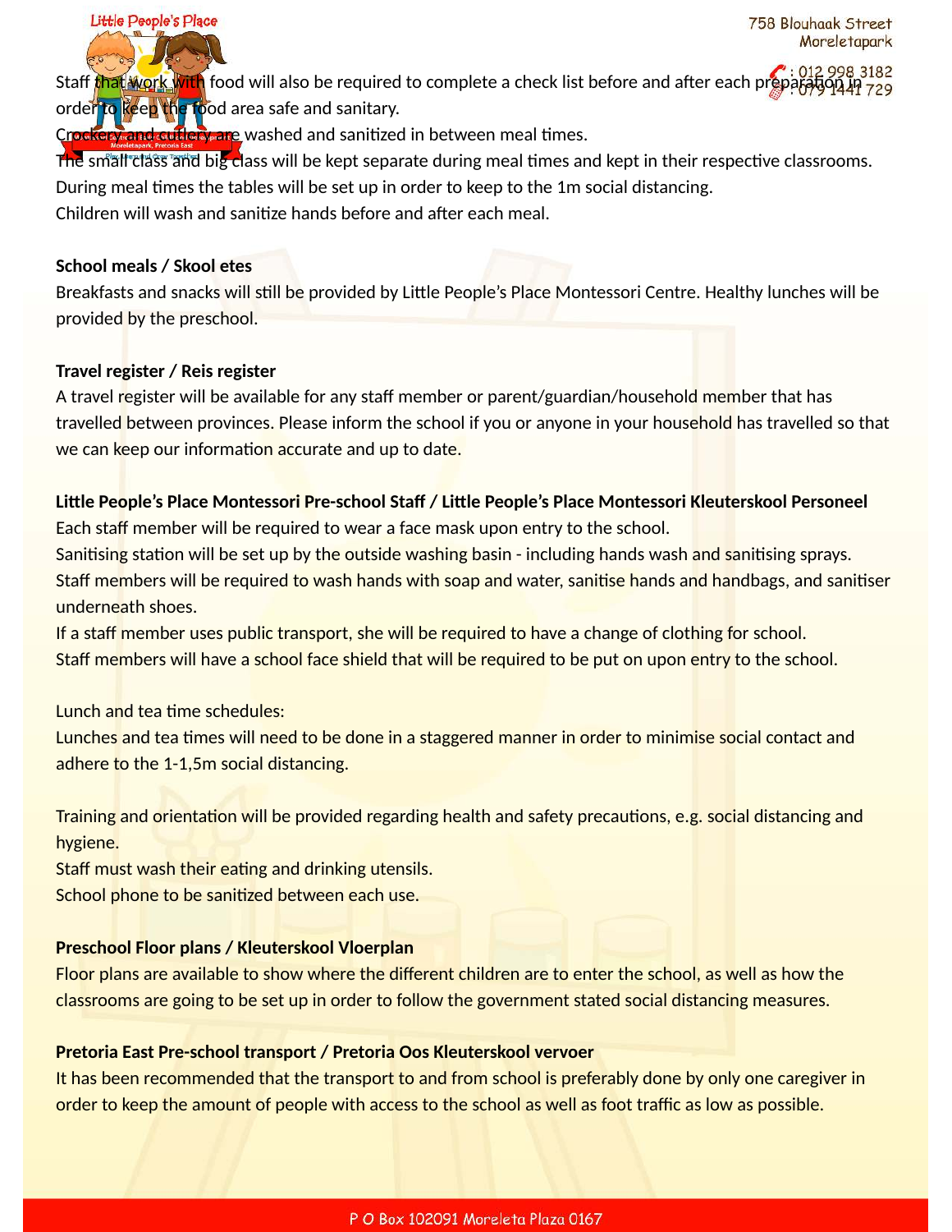Staff that work with food will also be required to complete a check list before and after each preparation in order to keep the food area safe and sanitary.
Crockery and cutlery are washed and sanitized in between meal times.
The small class and big class will be kept separate during meal times and kept in their respective classrooms.
During meal times the tables will be set up in order to keep to the 1m social distancing.
Children will wash and sanitize hands before and after each meal.

**School meals / Skool etes**
Breakfasts and snacks will still be provided by Little People's Place Montessori Centre. Healthy lunches will be provided by the preschool.

**Travel register / Reis register**
A travel register will be available for any staff member or parent/guardian/household member that has travelled between provinces. Please inform the school if you or anyone in your household has travelled so that we can keep our information accurate and up to date.

**Little People's Place Montessori Pre-school Staff / Little People's Place Montessori Kleuterskool Personeel**
Each staff member will be required to wear a face mask upon entry to the school.
Sanitising station will be set up by the outside washing basin - including hands wash and sanitising sprays.
Staff members will be required to wash hands with soap and water, sanitise hands and handbags, and sanitiser underneath shoes.
If a staff member uses public transport, she will be required to have a change of clothing for school.
Staff members will have a school face shield that will be required to be put on upon entry to the school.

Lunch and tea time schedules:
Lunches and tea times will need to be done in a staggered manner in order to minimise social contact and adhere to the 1-1,5m social distancing.

Training and orientation will be provided regarding health and safety precautions, e.g. social distancing and hygiene.
Staff must wash their eating and drinking utensils.
School phone to be sanitized between each use.

**Preschool Floor plans / Kleuterskool Vloerplan**
Floor plans are available to show where the different children are to enter the school, as well as how the classrooms are going to be set up in order to follow the government stated social distancing measures.

**Pretoria East Pre-school transport / Pretoria Oos Kleuterskool vervoer**
It has been recommended that the transport to and from school is preferably done by only one caregiver in order to keep the amount of people with access to the school as well as foot traffic as low as possible.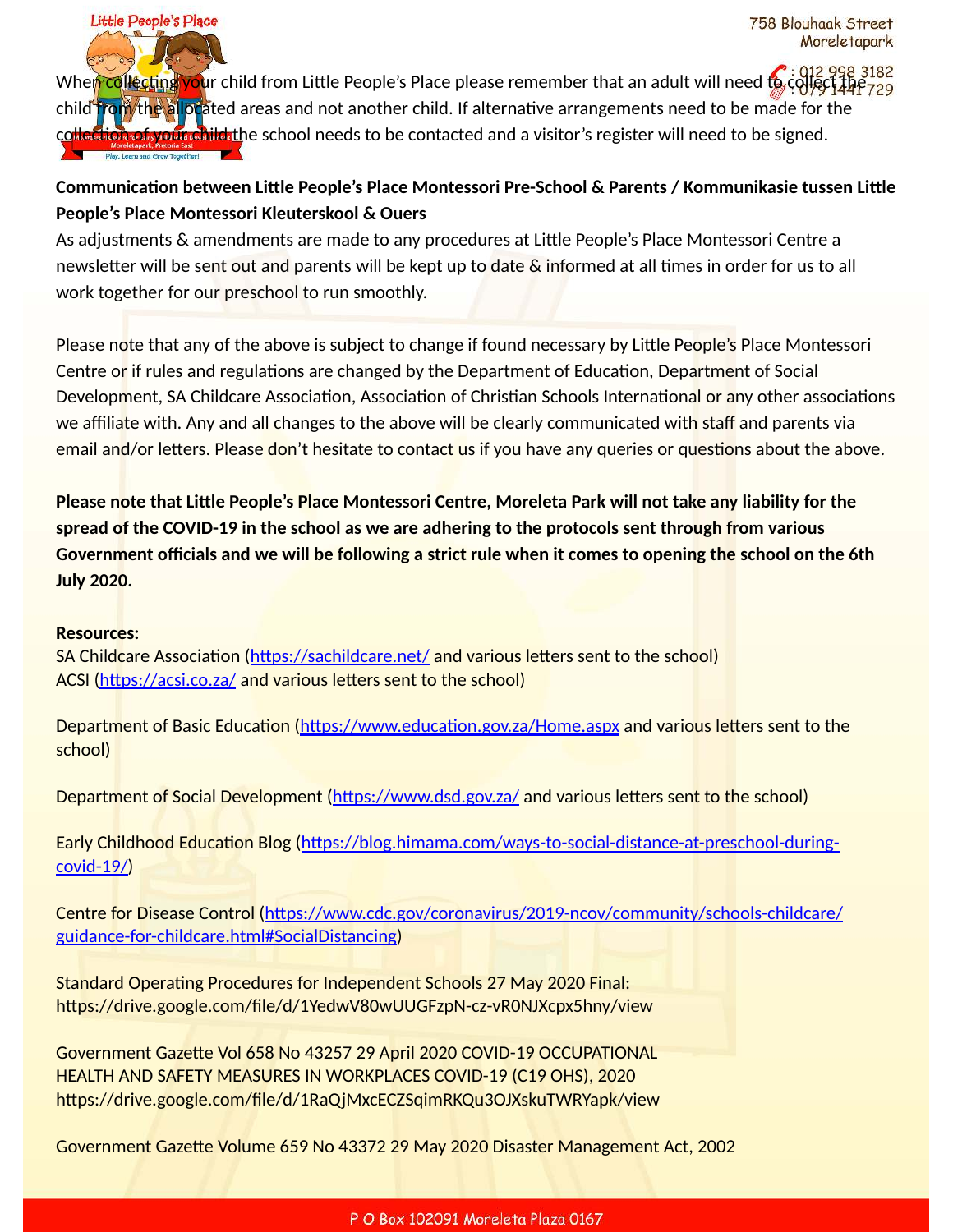When collecting your child from Little People's Place please remember that an adult will need to collect the child from the allocated areas and not another child. If alternative arrangements need to be made for the collection of your child the school needs to be contacted and a visitor's register will need to be signed.

**Communication between Little People's Place Montessori Pre-School & Parents / Kommunikasie tussen Little People's Place Montessori Kleuterskool & Ouers**

As adjustments & amendments are made to any procedures at Little People's Place Montessori Centre a newsletter will be sent out and parents will be kept up to date & informed at all times in order for us to all work together for our preschool to run smoothly.

Please note that any of the above is subject to change if found necessary by Little People's Place Montessori Centre or if rules and regulations are changed by the Department of Education, Department of Social Development, SA Childcare Association, Association of Christian Schools International or any other associations we affiliate with. Any and all changes to the above will be clearly communicated with staff and parents via email and/or letters. Please don't hesitate to contact us if you have any queries or questions about the above.

**Please note that Little People's Place Montessori Centre, Moreleta Park will not take any liability for the spread of the COVID-19 in the school as we are adhering to the protocols sent through from various Government officials and we will be following a strict rule when it comes to opening the school on the 6th July 2020.**

**Resources:**

SA Childcare Association (https://sachildcare.net/ and various letters sent to the school)
ACSI (https://acsi.co.za/ and various letters sent to the school)

Department of Basic Education (https://www.education.gov.za/Home.aspx and various letters sent to the school)

Department of Social Development (https://www.dsd.gov.za/ and various letters sent to the school)

Early Childhood Education Blog (https://blog.himama.com/ways-to-social-distance-at-preschool-during-covid-19/)

Centre for Disease Control (https://www.cdc.gov/coronavirus/2019-ncov/community/schools-childcare/guidance-for-childcare.html#SocialDistancing)

Standard Operating Procedures for Independent Schools 27 May 2020 Final:
https://drive.google.com/file/d/1YedwV80wUUGFzpN-cz-vR0NJXcpx5hny/view

Government Gazette Vol 658 No 43257 29 April 2020 COVID-19 OCCUPATIONAL HEALTH AND SAFETY MEASURES IN WORKPLACES COVID-19 (C19 OHS), 2020
https://drive.google.com/file/d/1RaQjMxcECZSqimRKQu3OJXskuTWRYapk/view

Government Gazette Volume 659 No 43372 29 May 2020 Disaster Management Act, 2002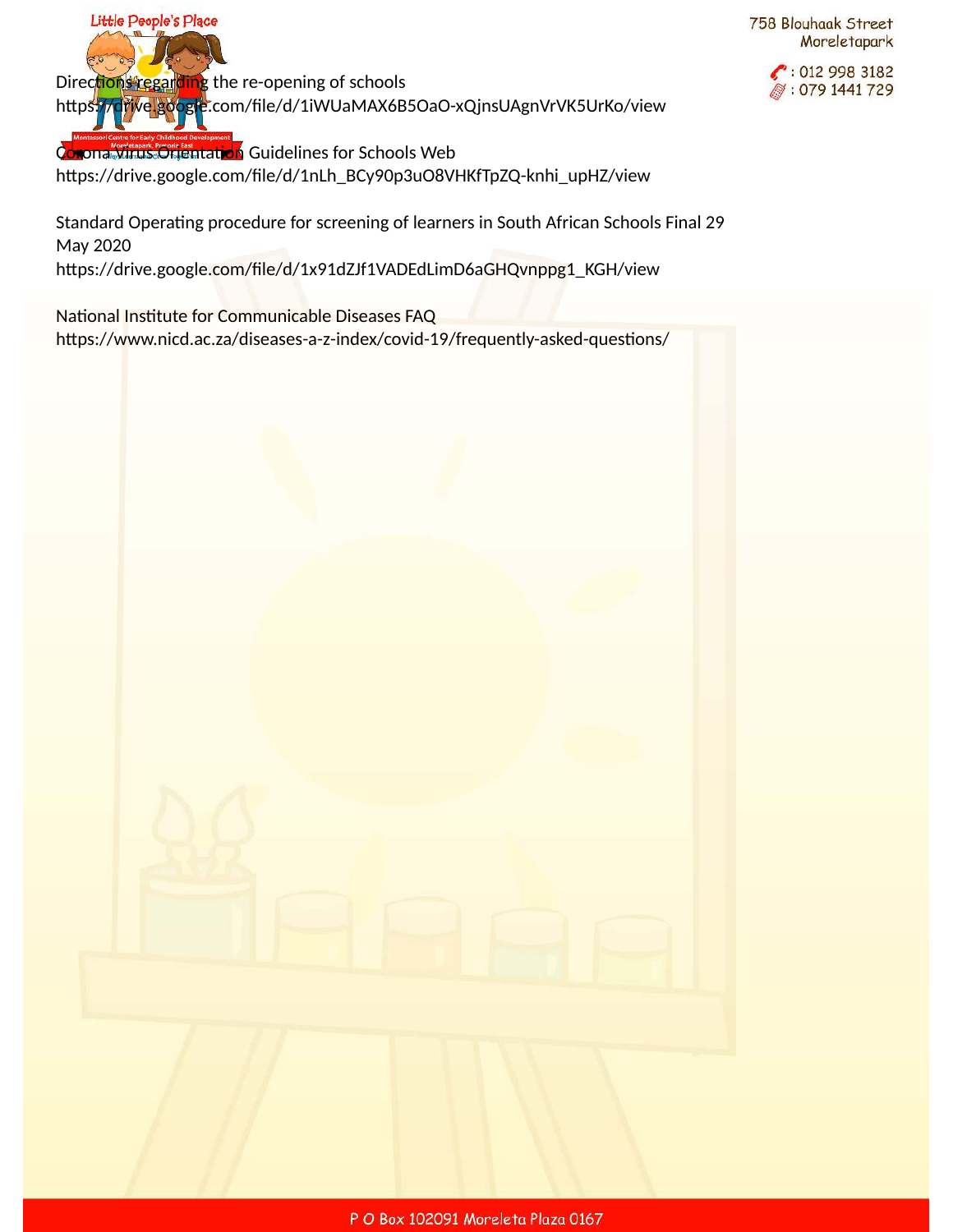Directions regarding the re-opening of schools
https://drive.google.com/file/d/1iWUaMAX6B5OaO-xQjnsUAgnVrVK5UrKo/view

Corona Virus Orientation Guidelines for Schools Web
https://drive.google.com/file/d/1nLh_BCy90p3uO8VHKfTpZQ-knhi_upHZ/view

Standard Operating procedure for screening of learners in South African Schools Final 29 May 2020
https://drive.google.com/file/d/1x91dZJf1VADEdLimD6aGHQvnppg1_KGH/view

National Institute for Communicable Diseases FAQ
https://www.nicd.ac.za/diseases-a-z-index/covid-19/frequently-asked-questions/